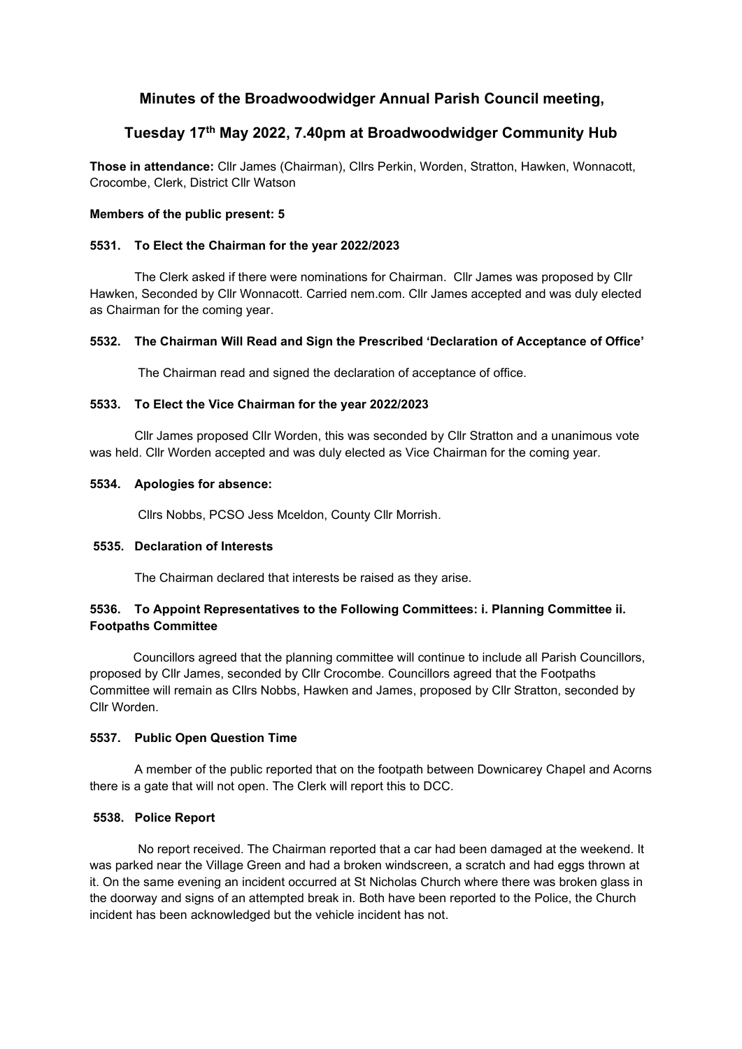# Minutes of the Broadwoodwidger Annual Parish Council meeting,

## Tuesday 17th May 2022, 7.40pm at Broadwoodwidger Community Hub

**Those in attendance:** Cllr James (Chairman), Cllrs Perkin, Worden, Stratton, Hawken, Wonnacott, Crocombe, Clerk, District Cllr Watson

**Members of the public present: 5**

### 5531. To Elect the Chairman for the year 2022/2023

The Clerk asked if there were nominations for Chairman. Cllr James was proposed by Cllr Hawken, Seconded by Cllr Wonnacott. Carried nem.com. Cllr James accepted and was duly elected as Chairman for the coming year.

### 5532. The Chairman Will Read and Sign the Prescribed 'Declaration of Acceptance of Office'

The Chairman read and signed the declaration of acceptance of office.

### 5533. To Elect the Vice Chairman for the year 2022/2023

Cllr James proposed Cllr Worden, this was seconded by Cllr Stratton and a unanimous vote was held. Cllr Worden accepted and was duly elected as Vice Chairman for the coming year.

### 5534. Apologies for absence:

Cllrs Nobbs, PCSO Jess Mceldon, County Cllr Morrish.

### 5535. Declaration of Interests

The Chairman declared that interests be raised as they arise.

### 5536. To Appoint Representatives to the Following Committees: i. Planning Committee ii. Footpaths Committee

Councillors agreed that the planning committee will continue to include all Parish Councillors, proposed by Cllr James, seconded by Cllr Crocombe. Councillors agreed that the Footpaths Committee will remain as Cllrs Nobbs, Hawken and James, proposed by Cllr Stratton, seconded by Cllr Worden.

### 5537. Public Open Question Time

A member of the public reported that on the footpath between Downicarey Chapel and Acorns there is a gate that will not open. The Clerk will report this to DCC.

### 5538. Police Report

No report received. The Chairman reported that a car had been damaged at the weekend. It was parked near the Village Green and had a broken windscreen, a scratch and had eggs thrown at it. On the same evening an incident occurred at St Nicholas Church where there was broken glass in the doorway and signs of an attempted break in. Both have been reported to the Police, the Church incident has been acknowledged but the vehicle incident has not.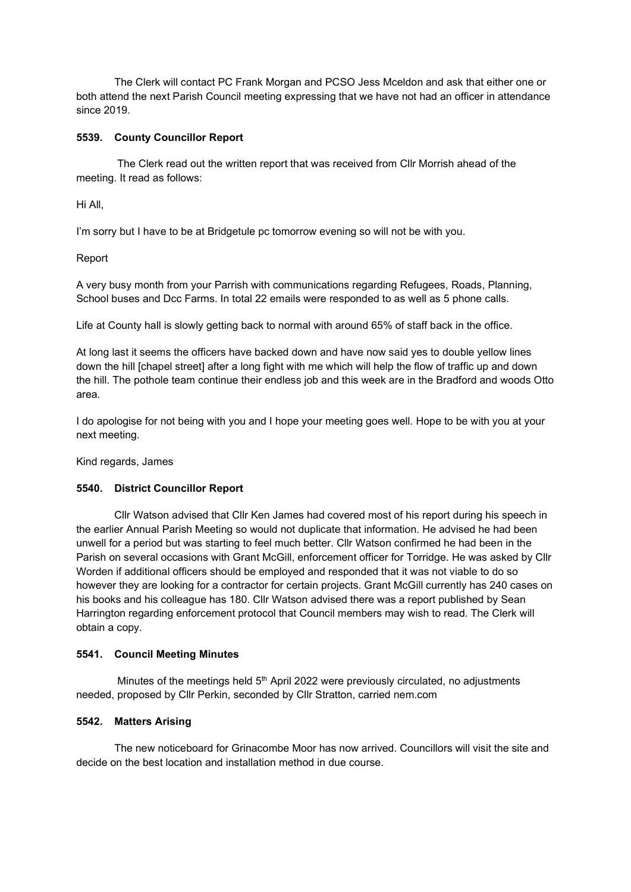The Clerk will contact PC Frank Morgan and PCSO Jess Mceldon and ask that either one or both attend the next Parish Council meeting expressing that we have not had an officer in attendance since 2019.

### 5539. County Councillor Report

The Clerk read out the written report that was received from Cllr Morrish ahead of the meeting. It read as follows:

Hi All,

I'm sorry but I have to be at Bridgetule pc tomorrow evening so will not be with you.

Report

A very busy month from your Parrish with communications regarding Refugees, Roads, Planning, School buses and Dcc Farms. In total 22 emails were responded to as well as 5 phone calls.

Life at County hall is slowly getting back to normal with around 65% of staff back in the office.

At long last it seems the officers have backed down and have now said yes to double yellow lines down the hill [chapel street] after a long fight with me which will help the flow of traffic up and down the hill. The pothole team continue their endless job and this week are in the Bradford and woods Otto area.

I do apologise for not being with you and I hope your meeting goes well. Hope to be with you at your next meeting.

Kind regards, James

### 5540. District Councillor Report

Cllr Watson advised that Cllr Ken James had covered most of his report during his speech in the earlier Annual Parish Meeting so would not duplicate that information. He advised he had been unwell for a period but was starting to feel much better. Cllr Watson confirmed he had been in the Parish on several occasions with Grant McGill, enforcement officer for Torridge. He was asked by Cllr Worden if additional officers should be employed and responded that it was not viable to do so however they are looking for a contractor for certain projects. Grant McGill currently has 240 cases on his books and his colleague has 180. Cllr Watson advised there was a report published by Sean Harrington regarding enforcement protocol that Council members may wish to read. The Clerk will obtain a copy.

### 5541. Council Meeting Minutes

Minutes of the meetings held 5th April 2022 were previously circulated, no adjustments needed, proposed by Cllr Perkin, seconded by Cllr Stratton, carried nem.com

### 5542. Matters Arising

The new noticeboard for Grinacombe Moor has now arrived. Councillors will visit the site and decide on the best location and installation method in due course.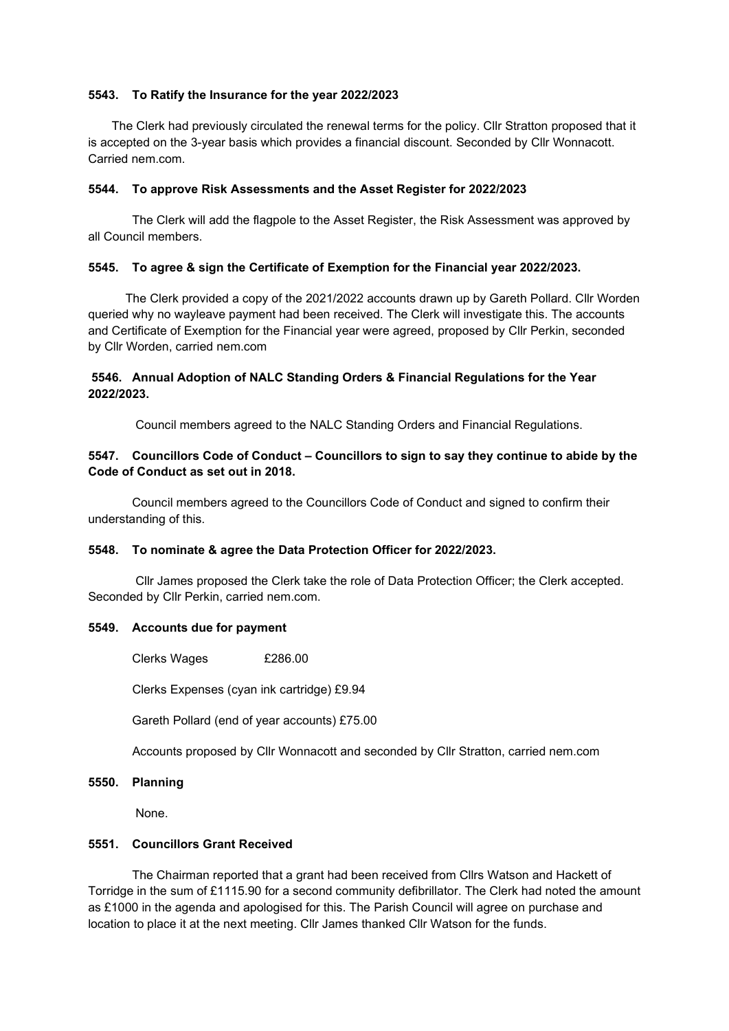### 5543. To Ratify the Insurance for the year 2022/2023

The Clerk had previously circulated the renewal terms for the policy. Cllr Stratton proposed that it is accepted on the 3-year basis which provides a financial discount. Seconded by Cllr Wonnacott. Carried nem.com.

### 5544. To approve Risk Assessments and the Asset Register for 2022/2023

The Clerk will add the flagpole to the Asset Register, the Risk Assessment was approved by all Council members.

### 5545. To agree & sign the Certificate of Exemption for the Financial year 2022/2023.

The Clerk provided a copy of the 2021/2022 accounts drawn up by Gareth Pollard. Cllr Worden queried why no wayleave payment had been received. The Clerk will investigate this. The accounts and Certificate of Exemption for the Financial year were agreed, proposed by Cllr Perkin, seconded by Cllr Worden, carried nem.com

### 5546. Annual Adoption of NALC Standing Orders & Financial Regulations for the Year 2022/2023.

Council members agreed to the NALC Standing Orders and Financial Regulations.

### 5547. Councillors Code of Conduct – Councillors to sign to say they continue to abide by the Code of Conduct as set out in 2018.

Council members agreed to the Councillors Code of Conduct and signed to confirm their understanding of this.

### 5548. To nominate & agree the Data Protection Officer for 2022/2023.

Cllr James proposed the Clerk take the role of Data Protection Officer; the Clerk accepted. Seconded by Cllr Perkin, carried nem.com.

### 5549. Accounts due for payment

Clerks Wages £286.00

Clerks Expenses (cyan ink cartridge) £9.94

Gareth Pollard (end of year accounts) £75.00

Accounts proposed by Cllr Wonnacott and seconded by Cllr Stratton, carried nem.com

### 5550. Planning

None.

### 5551. Councillors Grant Received

The Chairman reported that a grant had been received from Cllrs Watson and Hackett of Torridge in the sum of £1115.90 for a second community defibrillator. The Clerk had noted the amount as £1000 in the agenda and apologised for this. The Parish Council will agree on purchase and location to place it at the next meeting. Cllr James thanked Cllr Watson for the funds.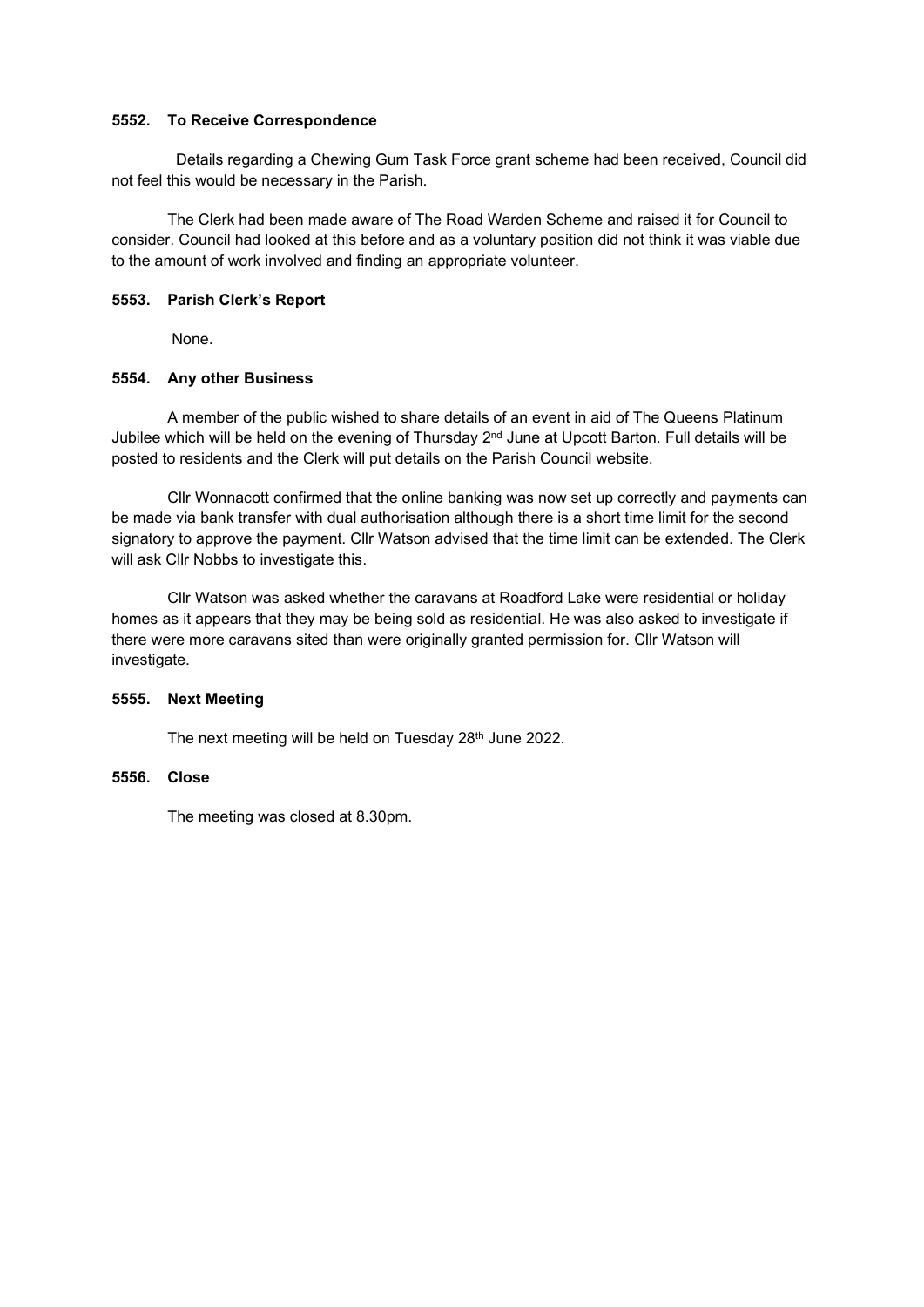#### 5552. To Receive Correspondence

Details regarding a Chewing Gum Task Force grant scheme had been received, Council did not feel this would be necessary in the Parish.

The Clerk had been made aware of The Road Warden Scheme and raised it for Council to consider. Council had looked at this before and as a voluntary position did not think it was viable due to the amount of work involved and finding an appropriate volunteer.

#### 5553. Parish Clerk's Report

None.

#### 5554. Any other Business

A member of the public wished to share details of an event in aid of The Queens Platinum Jubilee which will be held on the evening of Thursday 2nd June at Upcott Barton. Full details will be posted to residents and the Clerk will put details on the Parish Council website.

Cllr Wonnacott confirmed that the online banking was now set up correctly and payments can be made via bank transfer with dual authorisation although there is a short time limit for the second signatory to approve the payment. Cllr Watson advised that the time limit can be extended. The Clerk will ask Cllr Nobbs to investigate this.

Cllr Watson was asked whether the caravans at Roadford Lake were residential or holiday homes as it appears that they may be being sold as residential. He was also asked to investigate if there were more caravans sited than were originally granted permission for. Cllr Watson will investigate.

#### 5555. Next Meeting

The next meeting will be held on Tuesday 28th June 2022.

#### 5556. Close

The meeting was closed at 8.30pm.